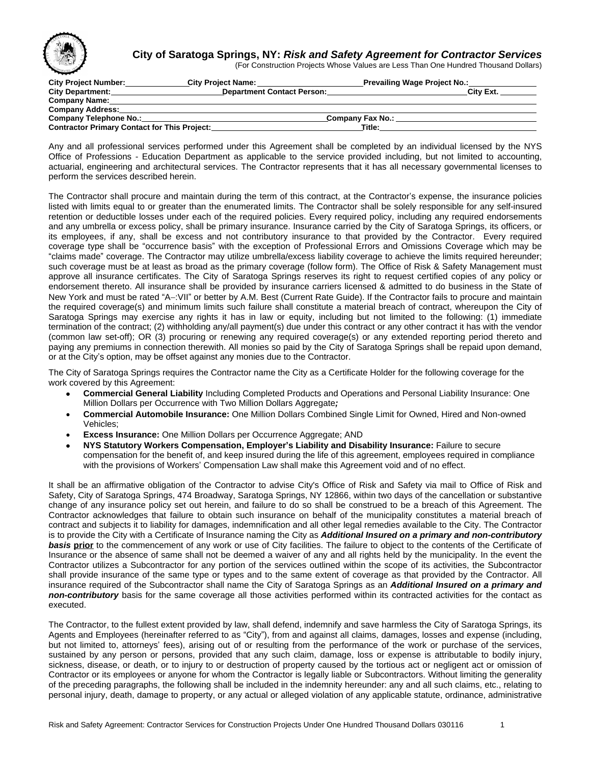# City of Saratoga Springs, NY: *Risk and Safety Agreement for Contractor Services*

(For Construction Projects Whose Values are Less Than One Hundred Thousand Dollars)

**City Project Number:**\_\_\_\_\_\_\_\_\_\_ **City Project Name:**\_\_\_\_\_\_\_\_\_\_\_\_\_\_\_\_ **Prevailing Wage Project No.:**\_\_\_\_\_\_\_\_\_\_
**City Department:**\_\_\_\_\_\_\_\_\_\_\_\_\_\_\_\_ **Department Contact Person:**\_\_\_\_\_\_\_\_\_\_\_\_\_\_\_\_\_\_\_\_ **City Ext.** \_\_\_\_\_\_
**Company Name:**\_\_\_\_\_\_\_\_\_\_\_\_\_\_\_\_\_\_\_\_\_\_\_\_\_\_\_\_\_\_\_\_\_\_\_\_\_\_\_\_\_\_\_\_
**Company Address:**\_\_\_\_\_\_\_\_\_\_\_\_\_\_\_\_\_\_\_\_\_\_\_\_\_\_\_\_\_\_\_\_\_\_\_\_\_\_\_\_\_\_
**Company Telephone No.:**\_\_\_\_\_\_\_\_\_\_\_\_\_\_\_\_\_\_\_\_\_\_ **Company Fax No.:** \_\_\_\_\_\_\_\_\_\_\_\_\_\_\_\_\_\_\_\_
**Contractor Primary Contact for This Project:**\_\_\_\_\_\_\_\_\_\_\_\_\_\_\_\_\_\_\_\_ **Title:**\_\_\_\_\_\_\_\_\_\_\_\_\_\_\_\_\_\_\_\_

Any and all professional services performed under this Agreement shall be completed by an individual licensed by the NYS Office of Professions - Education Department as applicable to the service provided including, but not limited to accounting, actuarial, engineering and architectural services. The Contractor represents that it has all necessary governmental licenses to perform the services described herein.

The Contractor shall procure and maintain during the term of this contract, at the Contractor's expense, the insurance policies listed with limits equal to or greater than the enumerated limits. The Contractor shall be solely responsible for any self-insured retention or deductible losses under each of the required policies. Every required policy, including any required endorsements and any umbrella or excess policy, shall be primary insurance. Insurance carried by the City of Saratoga Springs, its officers, or its employees, if any, shall be excess and not contributory insurance to that provided by the Contractor. Every required coverage type shall be "occurrence basis" with the exception of Professional Errors and Omissions Coverage which may be "claims made" coverage. The Contractor may utilize umbrella/excess liability coverage to achieve the limits required hereunder; such coverage must be at least as broad as the primary coverage (follow form). The Office of Risk & Safety Management must approve all insurance certificates. The City of Saratoga Springs reserves its right to request certified copies of any policy or endorsement thereto. All insurance shall be provided by insurance carriers licensed & admitted to do business in the State of New York and must be rated "A–:VII" or better by A.M. Best (Current Rate Guide). If the Contractor fails to procure and maintain the required coverage(s) and minimum limits such failure shall constitute a material breach of contract, whereupon the City of Saratoga Springs may exercise any rights it has in law or equity, including but not limited to the following: (1) immediate termination of the contract; (2) withholding any/all payment(s) due under this contract or any other contract it has with the vendor (common law set-off); OR (3) procuring or renewing any required coverage(s) or any extended reporting period thereto and paying any premiums in connection therewith. All monies so paid by the City of Saratoga Springs shall be repaid upon demand, or at the City's option, may be offset against any monies due to the Contractor.

The City of Saratoga Springs requires the Contractor name the City as a Certificate Holder for the following coverage for the work covered by this Agreement:

- **Commercial General Liability** Including Completed Products and Operations and Personal Liability Insurance: One Million Dollars per Occurrence with Two Million Dollars Aggregate***;***
- **Commercial Automobile Insurance:** One Million Dollars Combined Single Limit for Owned, Hired and Non-owned Vehicles;
- **Excess Insurance:** One Million Dollars per Occurrence Aggregate; AND
- **NYS Statutory Workers Compensation, Employer's Liability and Disability Insurance:** Failure to secure compensation for the benefit of, and keep insured during the life of this agreement, employees required in compliance with the provisions of Workers' Compensation Law shall make this Agreement void and of no effect.

It shall be an affirmative obligation of the Contractor to advise City's Office of Risk and Safety via mail to Office of Risk and Safety, City of Saratoga Springs, 474 Broadway, Saratoga Springs, NY 12866, within two days of the cancellation or substantive change of any insurance policy set out herein, and failure to do so shall be construed to be a breach of this Agreement. The Contractor acknowledges that failure to obtain such insurance on behalf of the municipality constitutes a material breach of contract and subjects it to liability for damages, indemnification and all other legal remedies available to the City. The Contractor is to provide the City with a Certificate of Insurance naming the City as ***Additional Insured on a primary and non-contributory basis*** **prior** to the commencement of any work or use of City facilities. The failure to object to the contents of the Certificate of Insurance or the absence of same shall not be deemed a waiver of any and all rights held by the municipality. In the event the Contractor utilizes a Subcontractor for any portion of the services outlined within the scope of its activities, the Subcontractor shall provide insurance of the same type or types and to the same extent of coverage as that provided by the Contractor. All insurance required of the Subcontractor shall name the City of Saratoga Springs as an ***Additional Insured on a primary and non-contributory*** basis for the same coverage all those activities performed within its contracted activities for the contact as executed.

The Contractor, to the fullest extent provided by law, shall defend, indemnify and save harmless the City of Saratoga Springs, its Agents and Employees (hereinafter referred to as "City"), from and against all claims, damages, losses and expense (including, but not limited to, attorneys' fees), arising out of or resulting from the performance of the work or purchase of the services, sustained by any person or persons, provided that any such claim, damage, loss or expense is attributable to bodily injury, sickness, disease, or death, or to injury to or destruction of property caused by the tortious act or negligent act or omission of Contractor or its employees or anyone for whom the Contractor is legally liable or Subcontractors. Without limiting the generality of the preceding paragraphs, the following shall be included in the indemnity hereunder: any and all such claims, etc., relating to personal injury, death, damage to property, or any actual or alleged violation of any applicable statute, ordinance, administrative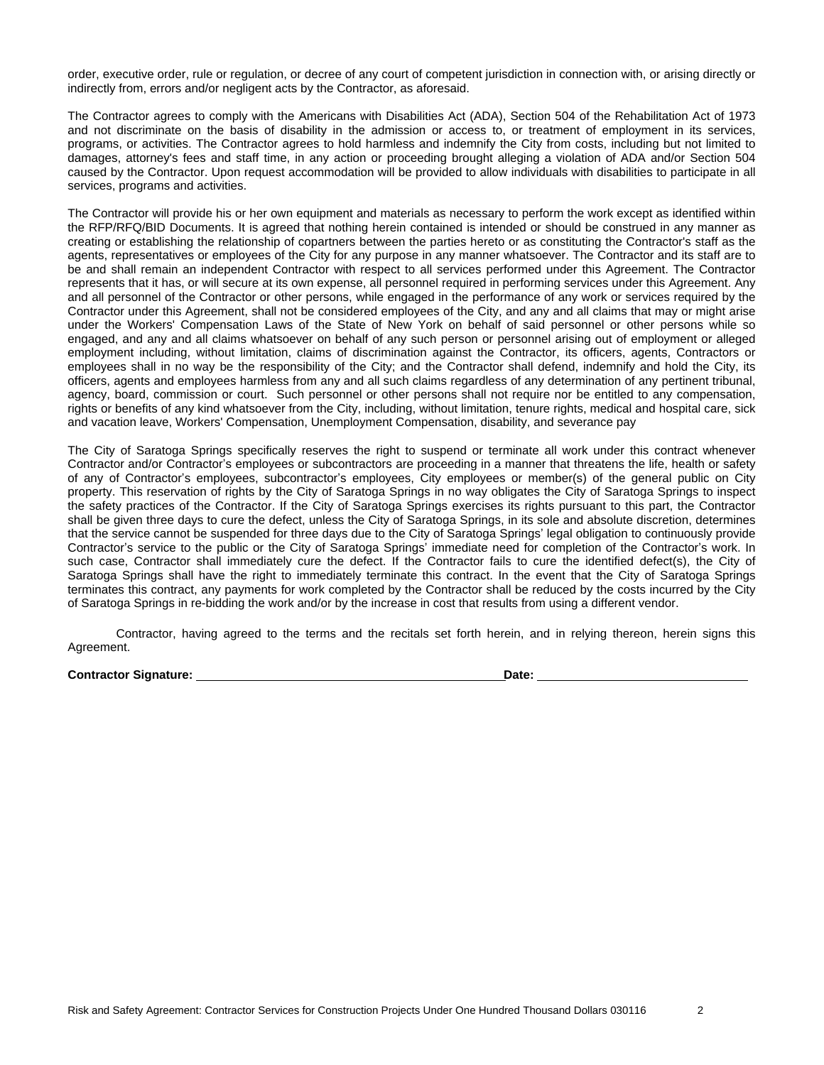order, executive order, rule or regulation, or decree of any court of competent jurisdiction in connection with, or arising directly or indirectly from, errors and/or negligent acts by the Contractor, as aforesaid.

The Contractor agrees to comply with the Americans with Disabilities Act (ADA), Section 504 of the Rehabilitation Act of 1973 and not discriminate on the basis of disability in the admission or access to, or treatment of employment in its services, programs, or activities. The Contractor agrees to hold harmless and indemnify the City from costs, including but not limited to damages, attorney's fees and staff time, in any action or proceeding brought alleging a violation of ADA and/or Section 504 caused by the Contractor. Upon request accommodation will be provided to allow individuals with disabilities to participate in all services, programs and activities.

The Contractor will provide his or her own equipment and materials as necessary to perform the work except as identified within the RFP/RFQ/BID Documents. It is agreed that nothing herein contained is intended or should be construed in any manner as creating or establishing the relationship of copartners between the parties hereto or as constituting the Contractor's staff as the agents, representatives or employees of the City for any purpose in any manner whatsoever. The Contractor and its staff are to be and shall remain an independent Contractor with respect to all services performed under this Agreement. The Contractor represents that it has, or will secure at its own expense, all personnel required in performing services under this Agreement. Any and all personnel of the Contractor or other persons, while engaged in the performance of any work or services required by the Contractor under this Agreement, shall not be considered employees of the City, and any and all claims that may or might arise under the Workers' Compensation Laws of the State of New York on behalf of said personnel or other persons while so engaged, and any and all claims whatsoever on behalf of any such person or personnel arising out of employment or alleged employment including, without limitation, claims of discrimination against the Contractor, its officers, agents, Contractors or employees shall in no way be the responsibility of the City; and the Contractor shall defend, indemnify and hold the City, its officers, agents and employees harmless from any and all such claims regardless of any determination of any pertinent tribunal, agency, board, commission or court. Such personnel or other persons shall not require nor be entitled to any compensation, rights or benefits of any kind whatsoever from the City, including, without limitation, tenure rights, medical and hospital care, sick and vacation leave, Workers' Compensation, Unemployment Compensation, disability, and severance pay

The City of Saratoga Springs specifically reserves the right to suspend or terminate all work under this contract whenever Contractor and/or Contractor's employees or subcontractors are proceeding in a manner that threatens the life, health or safety of any of Contractor's employees, subcontractor's employees, City employees or member(s) of the general public on City property. This reservation of rights by the City of Saratoga Springs in no way obligates the City of Saratoga Springs to inspect the safety practices of the Contractor. If the City of Saratoga Springs exercises its rights pursuant to this part, the Contractor shall be given three days to cure the defect, unless the City of Saratoga Springs, in its sole and absolute discretion, determines that the service cannot be suspended for three days due to the City of Saratoga Springs' legal obligation to continuously provide Contractor's service to the public or the City of Saratoga Springs' immediate need for completion of the Contractor's work. In such case, Contractor shall immediately cure the defect. If the Contractor fails to cure the identified defect(s), the City of Saratoga Springs shall have the right to immediately terminate this contract. In the event that the City of Saratoga Springs terminates this contract, any payments for work completed by the Contractor shall be reduced by the costs incurred by the City of Saratoga Springs in re-bidding the work and/or by the increase in cost that results from using a different vendor.

Contractor, having agreed to the terms and the recitals set forth herein, and in relying thereon, herein signs this Agreement.

**Contractor Signature:** ______________________________ **Date:** ____________________